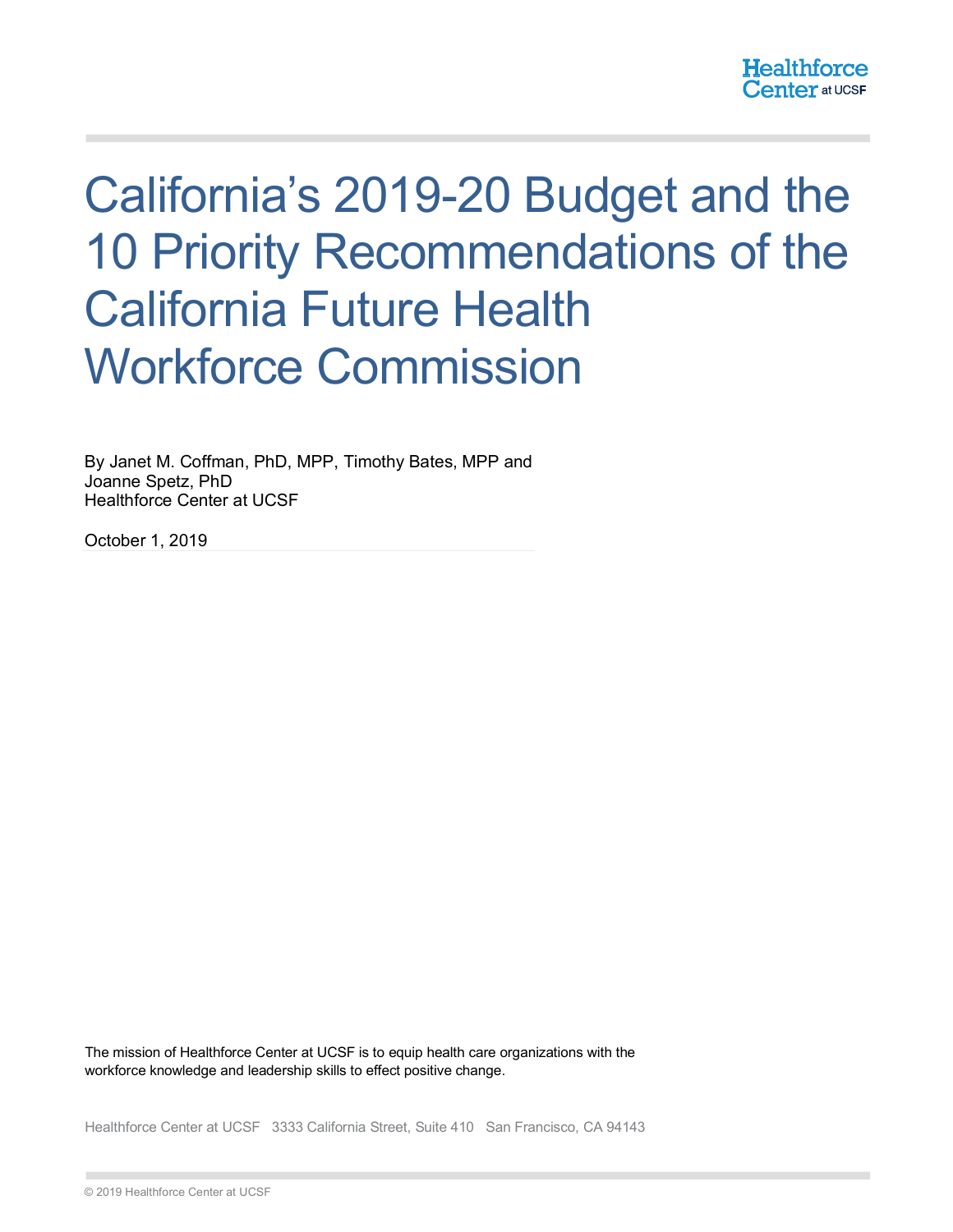# California's 2019-20 Budget and the 10 Priority Recommendations of the California Future Health Workforce Commission

By Janet M. Coffman, PhD, MPP, Timothy Bates, MPP and Joanne Spetz, PhD
Healthforce Center at UCSF

October 1, 2019

The mission of Healthforce Center at UCSF is to equip health care organizations with the workforce knowledge and leadership skills to effect positive change.

Healthforce Center at UCSF 3333 California Street, Suite 410 San Francisco, CA 94143

© 2019 Healthforce Center at UCSF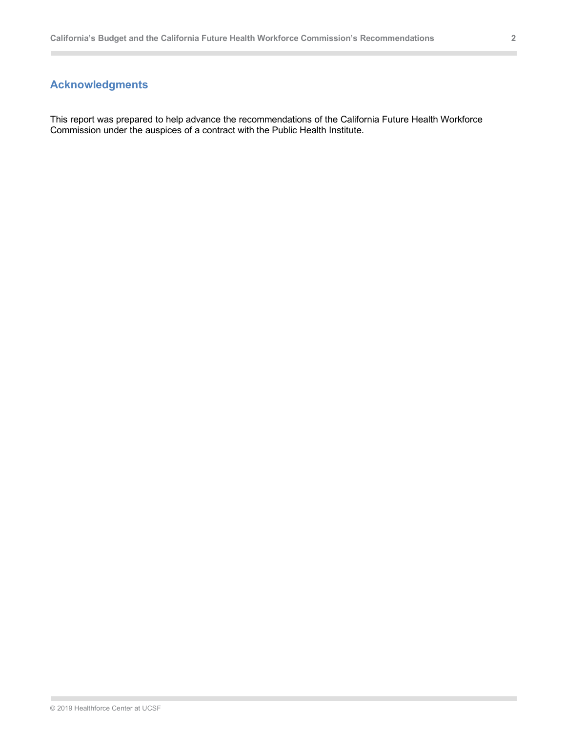## Acknowledgments

This report was prepared to help advance the recommendations of the California Future Health Workforce Commission under the auspices of a contract with the Public Health Institute.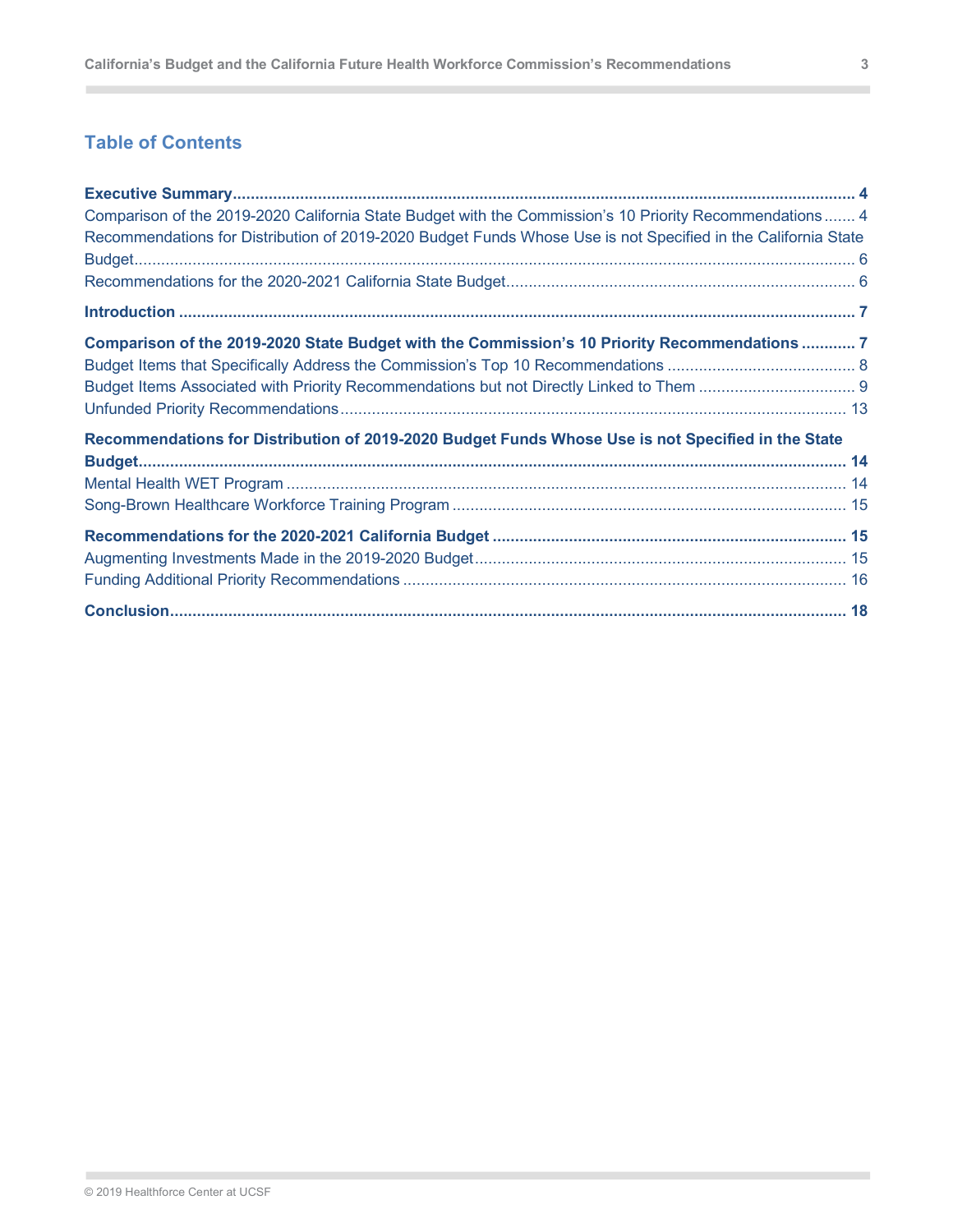## Table of Contents

**Executive Summary** ... **4**

Comparison of the 2019-2020 California State Budget with the Commission's 10 Priority Recommendations ... 4

Recommendations for Distribution of 2019-2020 Budget Funds Whose Use is not Specified in the California State Budget ... 6

Recommendations for the 2020-2021 California State Budget ... 6

**Introduction** ... **7**

**Comparison of the 2019-2020 State Budget with the Commission's 10 Priority Recommendations** ... **7**

Budget Items that Specifically Address the Commission's Top 10 Recommendations ... 8

Budget Items Associated with Priority Recommendations but not Directly Linked to Them ... 9

Unfunded Priority Recommendations ... 13

**Recommendations for Distribution of 2019-2020 Budget Funds Whose Use is not Specified in the State Budget** ... **14**

Mental Health WET Program ... 14

Song-Brown Healthcare Workforce Training Program ... 15

**Recommendations for the 2020-2021 California Budget** ... **15**

Augmenting Investments Made in the 2019-2020 Budget ... 15

Funding Additional Priority Recommendations ... 16

**Conclusion** ... **18**

© 2019 Healthforce Center at UCSF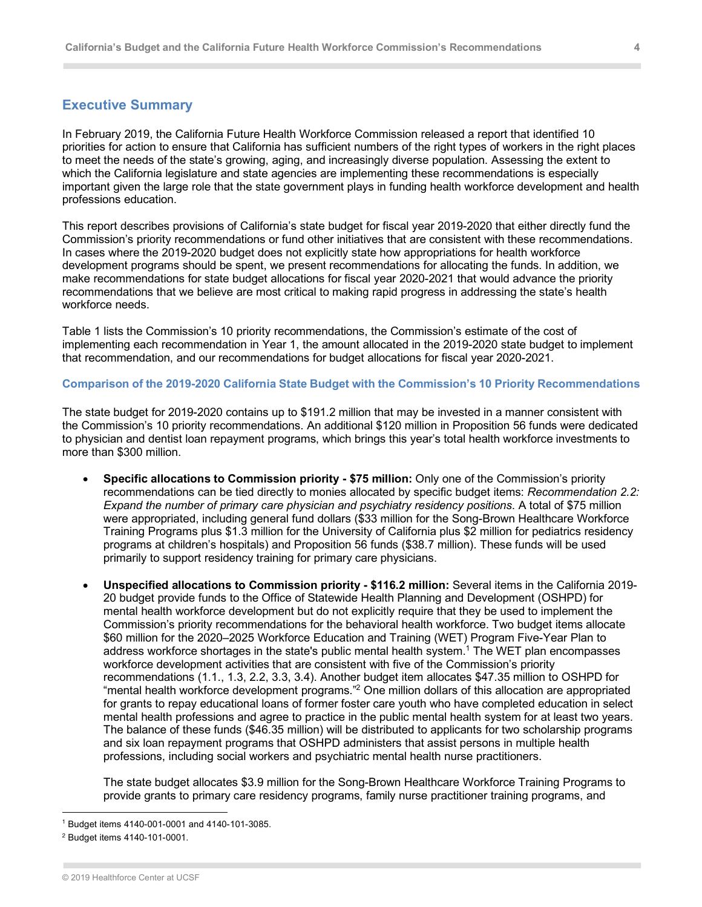## Executive Summary

In February 2019, the California Future Health Workforce Commission released a report that identified 10 priorities for action to ensure that California has sufficient numbers of the right types of workers in the right places to meet the needs of the state's growing, aging, and increasingly diverse population. Assessing the extent to which the California legislature and state agencies are implementing these recommendations is especially important given the large role that the state government plays in funding health workforce development and health professions education.

This report describes provisions of California's state budget for fiscal year 2019-2020 that either directly fund the Commission's priority recommendations or fund other initiatives that are consistent with these recommendations. In cases where the 2019-2020 budget does not explicitly state how appropriations for health workforce development programs should be spent, we present recommendations for allocating the funds. In addition, we make recommendations for state budget allocations for fiscal year 2020-2021 that would advance the priority recommendations that we believe are most critical to making rapid progress in addressing the state's health workforce needs.

Table 1 lists the Commission's 10 priority recommendations, the Commission's estimate of the cost of implementing each recommendation in Year 1, the amount allocated in the 2019-2020 state budget to implement that recommendation, and our recommendations for budget allocations for fiscal year 2020-2021.

### Comparison of the 2019-2020 California State Budget with the Commission's 10 Priority Recommendations

The state budget for 2019-2020 contains up to $191.2 million that may be invested in a manner consistent with the Commission's 10 priority recommendations. An additional $120 million in Proposition 56 funds were dedicated to physician and dentist loan repayment programs, which brings this year's total health workforce investments to more than $300 million.

- **Specific allocations to Commission priority - $75 million:** Only one of the Commission's priority recommendations can be tied directly to monies allocated by specific budget items: *Recommendation 2.2: Expand the number of primary care physician and psychiatry residency positions*. A total of $75 million were appropriated, including general fund dollars ($33 million for the Song-Brown Healthcare Workforce Training Programs plus $1.3 million for the University of California plus $2 million for pediatrics residency programs at children's hospitals) and Proposition 56 funds ($38.7 million). These funds will be used primarily to support residency training for primary care physicians.

- **Unspecified allocations to Commission priority - $116.2 million:** Several items in the California 2019-20 budget provide funds to the Office of Statewide Health Planning and Development (OSHPD) for mental health workforce development but do not explicitly require that they be used to implement the Commission's priority recommendations for the behavioral health workforce. Two budget items allocate $60 million for the 2020–2025 Workforce Education and Training (WET) Program Five-Year Plan to address workforce shortages in the state's public mental health system.[1] The WET plan encompasses workforce development activities that are consistent with five of the Commission's priority recommendations (1.1., 1.3, 2.2, 3.3, 3.4). Another budget item allocates $47.35 million to OSHPD for "mental health workforce development programs."[2] One million dollars of this allocation are appropriated for grants to repay educational loans of former foster care youth who have completed education in select mental health professions and agree to practice in the public mental health system for at least two years. The balance of these funds ($46.35 million) will be distributed to applicants for two scholarship programs and six loan repayment programs that OSHPD administers that assist persons in multiple health professions, including social workers and psychiatric mental health nurse practitioners.

  The state budget allocates $3.9 million for the Song-Brown Healthcare Workforce Training Programs to provide grants to primary care residency programs, family nurse practitioner training programs, and

[1] Budget items 4140-001-0001 and 4140-101-3085.

[2] Budget items 4140-101-0001.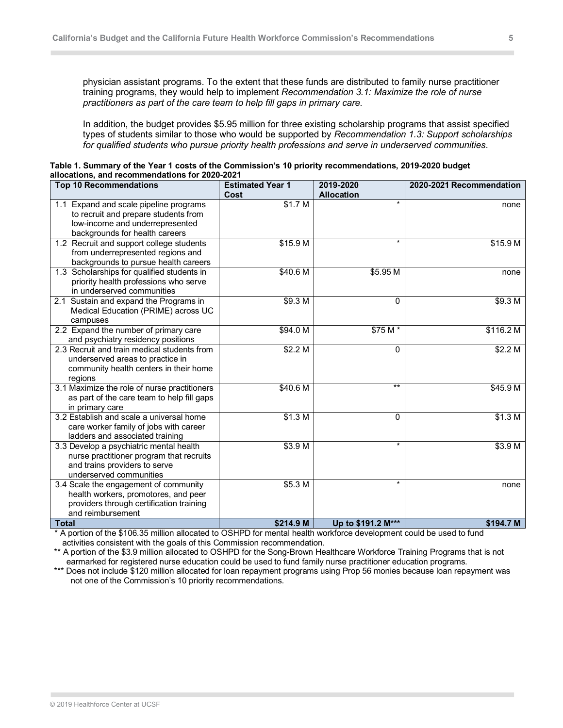physician assistant programs. To the extent that these funds are distributed to family nurse practitioner training programs, they would help to implement *Recommendation 3.1: Maximize the role of nurse practitioners as part of the care team to help fill gaps in primary care.*

In addition, the budget provides $5.95 million for three existing scholarship programs that assist specified types of students similar to those who would be supported by *Recommendation 1.3: Support scholarships for qualified students who pursue priority health professions and serve in underserved communities*.

**Table 1. Summary of the Year 1 costs of the Commission's 10 priority recommendations, 2019-2020 budget allocations, and recommendations for 2020-2021**

| Top 10 Recommendations | Estimated Year 1 Cost | 2019-2020 Allocation | 2020-2021 Recommendation |
|---|---|---|---|
| 1.1 Expand and scale pipeline programs to recruit and prepare students from low-income and underrepresented backgrounds for health careers | $1.7 M | * | none |
| 1.2 Recruit and support college students from underrepresented regions and backgrounds to pursue health careers | $15.9 M | * | $15.9 M |
| 1.3 Scholarships for qualified students in priority health professions who serve in underserved communities | $40.6 M | $5.95 M | none |
| 2.1 Sustain and expand the Programs in Medical Education (PRIME) across UC campuses | $9.3 M | 0 | $9.3 M |
| 2.2 Expand the number of primary care and psychiatry residency positions | $94.0 M | $75 M * | $116.2 M |
| 2.3 Recruit and train medical students from underserved areas to practice in community health centers in their home regions | $2.2 M | 0 | $2.2 M |
| 3.1 Maximize the role of nurse practitioners as part of the care team to help fill gaps in primary care | $40.6 M | ** | $45.9 M |
| 3.2 Establish and scale a universal home care worker family of jobs with career ladders and associated training | $1.3 M | 0 | $1.3 M |
| 3.3 Develop a psychiatric mental health nurse practitioner program that recruits and trains providers to serve underserved communities | $3.9 M | * | $3.9 M |
| 3.4 Scale the engagement of community health workers, promotores, and peer providers through certification training and reimbursement | $5.3 M | * | none |
| **Total** | **$214.9 M** | **Up to $191.2 M*** ** | **$194.7 M** |

\* A portion of the $106.35 million allocated to OSHPD for mental health workforce development could be used to fund activities consistent with the goals of this Commission recommendation.

** A portion of the $3.9 million allocated to OSHPD for the Song-Brown Healthcare Workforce Training Programs that is not earmarked for registered nurse education could be used to fund family nurse practitioner education programs.

*** Does not include $120 million allocated for loan repayment programs using Prop 56 monies because loan repayment was not one of the Commission's 10 priority recommendations.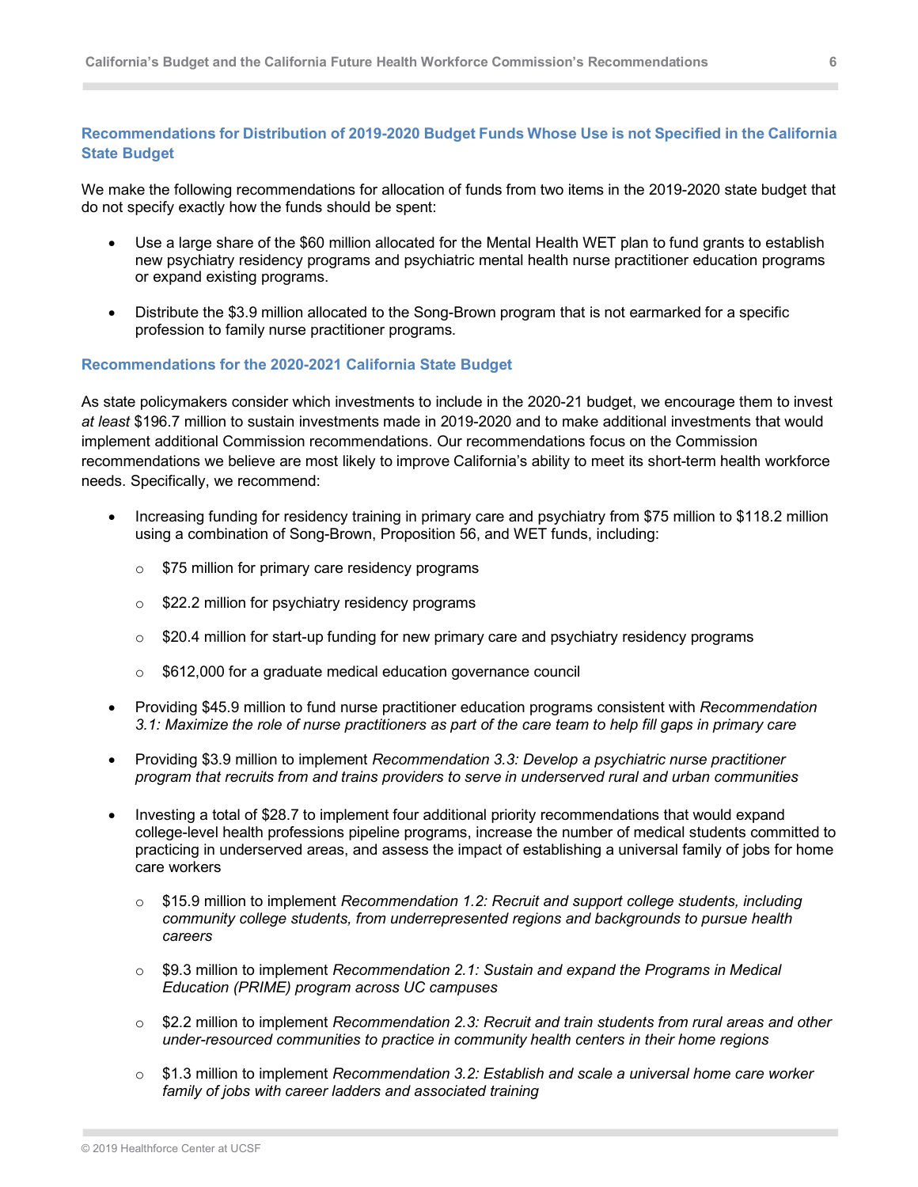### Recommendations for Distribution of 2019-2020 Budget Funds Whose Use is not Specified in the California State Budget

We make the following recommendations for allocation of funds from two items in the 2019-2020 state budget that do not specify exactly how the funds should be spent:

- Use a large share of the $60 million allocated for the Mental Health WET plan to fund grants to establish new psychiatry residency programs and psychiatric mental health nurse practitioner education programs or expand existing programs.
- Distribute the $3.9 million allocated to the Song-Brown program that is not earmarked for a specific profession to family nurse practitioner programs.

### Recommendations for the 2020-2021 California State Budget

As state policymakers consider which investments to include in the 2020-21 budget, we encourage them to invest *at least* $196.7 million to sustain investments made in 2019-2020 and to make additional investments that would implement additional Commission recommendations. Our recommendations focus on the Commission recommendations we believe are most likely to improve California's ability to meet its short-term health workforce needs. Specifically, we recommend:

- Increasing funding for residency training in primary care and psychiatry from $75 million to $118.2 million using a combination of Song-Brown, Proposition 56, and WET funds, including:
  - $75 million for primary care residency programs
  - $22.2 million for psychiatry residency programs
  - $20.4 million for start-up funding for new primary care and psychiatry residency programs
  - $612,000 for a graduate medical education governance council
- Providing $45.9 million to fund nurse practitioner education programs consistent with *Recommendation 3.1: Maximize the role of nurse practitioners as part of the care team to help fill gaps in primary care*
- Providing $3.9 million to implement *Recommendation 3.3: Develop a psychiatric nurse practitioner program that recruits from and trains providers to serve in underserved rural and urban communities*
- Investing a total of $28.7 to implement four additional priority recommendations that would expand college-level health professions pipeline programs, increase the number of medical students committed to practicing in underserved areas, and assess the impact of establishing a universal family of jobs for home care workers
  - $15.9 million to implement *Recommendation 1.2: Recruit and support college students, including community college students, from underrepresented regions and backgrounds to pursue health careers*
  - $9.3 million to implement *Recommendation 2.1: Sustain and expand the Programs in Medical Education (PRIME) program across UC campuses*
  - $2.2 million to implement *Recommendation 2.3: Recruit and train students from rural areas and other under-resourced communities to practice in community health centers in their home regions*
  - $1.3 million to implement *Recommendation 3.2: Establish and scale a universal home care worker family of jobs with career ladders and associated training*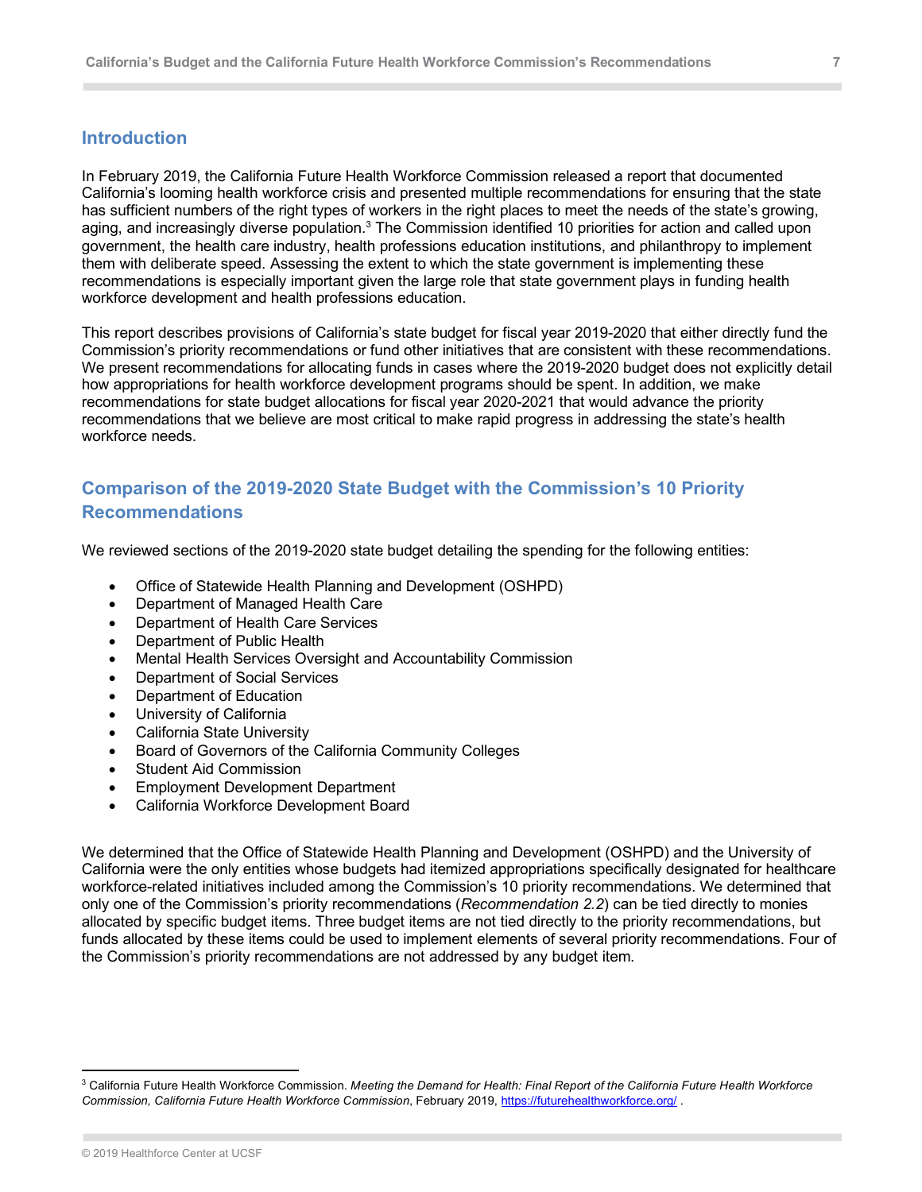## Introduction

In February 2019, the California Future Health Workforce Commission released a report that documented California's looming health workforce crisis and presented multiple recommendations for ensuring that the state has sufficient numbers of the right types of workers in the right places to meet the needs of the state's growing, aging, and increasingly diverse population.[3] The Commission identified 10 priorities for action and called upon government, the health care industry, health professions education institutions, and philanthropy to implement them with deliberate speed. Assessing the extent to which the state government is implementing these recommendations is especially important given the large role that state government plays in funding health workforce development and health professions education.

This report describes provisions of California's state budget for fiscal year 2019-2020 that either directly fund the Commission's priority recommendations or fund other initiatives that are consistent with these recommendations. We present recommendations for allocating funds in cases where the 2019-2020 budget does not explicitly detail how appropriations for health workforce development programs should be spent. In addition, we make recommendations for state budget allocations for fiscal year 2020-2021 that would advance the priority recommendations that we believe are most critical to make rapid progress in addressing the state's health workforce needs.

## Comparison of the 2019-2020 State Budget with the Commission's 10 Priority Recommendations

We reviewed sections of the 2019-2020 state budget detailing the spending for the following entities:

- Office of Statewide Health Planning and Development (OSHPD)
- Department of Managed Health Care
- Department of Health Care Services
- Department of Public Health
- Mental Health Services Oversight and Accountability Commission
- Department of Social Services
- Department of Education
- University of California
- California State University
- Board of Governors of the California Community Colleges
- Student Aid Commission
- Employment Development Department
- California Workforce Development Board

We determined that the Office of Statewide Health Planning and Development (OSHPD) and the University of California were the only entities whose budgets had itemized appropriations specifically designated for healthcare workforce-related initiatives included among the Commission's 10 priority recommendations. We determined that only one of the Commission's priority recommendations (*Recommendation 2.2*) can be tied directly to monies allocated by specific budget items. Three budget items are not tied directly to the priority recommendations, but funds allocated by these items could be used to implement elements of several priority recommendations. Four of the Commission's priority recommendations are not addressed by any budget item.

[3] California Future Health Workforce Commission. *Meeting the Demand for Health: Final Report of the California Future Health Workforce Commission, California Future Health Workforce Commission*, February 2019, https://futurehealthworkforce.org/ .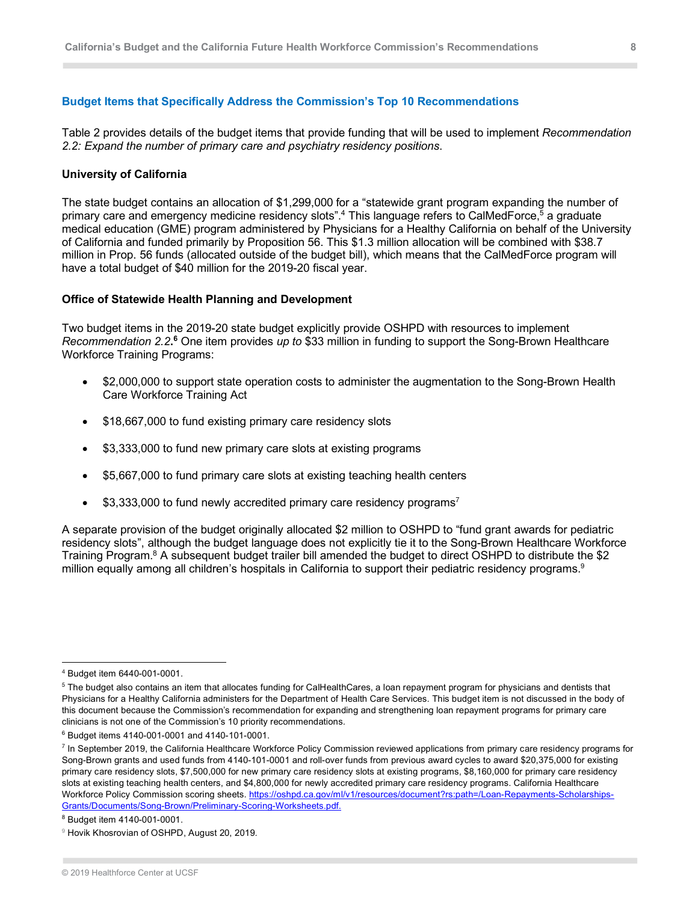### Budget Items that Specifically Address the Commission's Top 10 Recommendations

Table 2 provides details of the budget items that provide funding that will be used to implement *Recommendation 2.2: Expand the number of primary care and psychiatry residency positions*.

**University of California**

The state budget contains an allocation of $1,299,000 for a "statewide grant program expanding the number of primary care and emergency medicine residency slots".[4] This language refers to CalMedForce,[5] a graduate medical education (GME) program administered by Physicians for a Healthy California on behalf of the University of California and funded primarily by Proposition 56. This $1.3 million allocation will be combined with $38.7 million in Prop. 56 funds (allocated outside of the budget bill), which means that the CalMedForce program will have a total budget of $40 million for the 2019-20 fiscal year.

**Office of Statewide Health Planning and Development**

Two budget items in the 2019-20 state budget explicitly provide OSHPD with resources to implement *Recommendation 2.2***.**[6] One item provides *up to* $33 million in funding to support the Song-Brown Healthcare Workforce Training Programs:

- $2,000,000 to support state operation costs to administer the augmentation to the Song-Brown Health Care Workforce Training Act
- $18,667,000 to fund existing primary care residency slots
- $3,333,000 to fund new primary care slots at existing programs
- $5,667,000 to fund primary care slots at existing teaching health centers
- $3,333,000 to fund newly accredited primary care residency programs[7]

A separate provision of the budget originally allocated $2 million to OSHPD to "fund grant awards for pediatric residency slots", although the budget language does not explicitly tie it to the Song-Brown Healthcare Workforce Training Program.[8] A subsequent budget trailer bill amended the budget to direct OSHPD to distribute the $2 million equally among all children's hospitals in California to support their pediatric residency programs.[9]

---

[4] Budget item 6440-001-0001.

[5] The budget also contains an item that allocates funding for CalHealthCares, a loan repayment program for physicians and dentists that Physicians for a Healthy California administers for the Department of Health Care Services. This budget item is not discussed in the body of this document because the Commission's recommendation for expanding and strengthening loan repayment programs for primary care clinicians is not one of the Commission's 10 priority recommendations.

[6] Budget items 4140-001-0001 and 4140-101-0001.

[7] In September 2019, the California Healthcare Workforce Policy Commission reviewed applications from primary care residency programs for Song-Brown grants and used funds from 4140-101-0001 and roll-over funds from previous award cycles to award $20,375,000 for existing primary care residency slots, $7,500,000 for new primary care residency slots at existing programs, $8,160,000 for primary care residency slots at existing teaching health centers, and $4,800,000 for newly accredited primary care residency programs. California Healthcare Workforce Policy Commission scoring sheets. https://oshpd.ca.gov/ml/v1/resources/document?rs:path=/Loan-Repayments-Scholarships-Grants/Documents/Song-Brown/Preliminary-Scoring-Worksheets.pdf.

[8] Budget item 4140-001-0001.

[9] Hovik Khosrovian of OSHPD, August 20, 2019.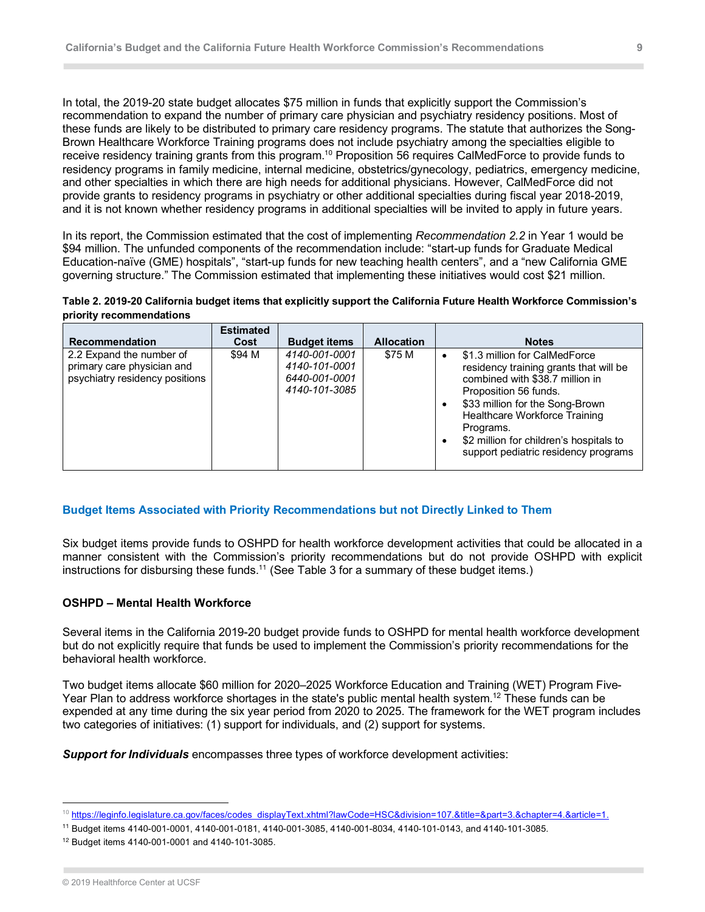In total, the 2019-20 state budget allocates $75 million in funds that explicitly support the Commission's recommendation to expand the number of primary care physician and psychiatry residency positions. Most of these funds are likely to be distributed to primary care residency programs. The statute that authorizes the Song-Brown Healthcare Workforce Training programs does not include psychiatry among the specialties eligible to receive residency training grants from this program.[10] Proposition 56 requires CalMedForce to provide funds to residency programs in family medicine, internal medicine, obstetrics/gynecology, pediatrics, emergency medicine, and other specialties in which there are high needs for additional physicians. However, CalMedForce did not provide grants to residency programs in psychiatry or other additional specialties during fiscal year 2018-2019, and it is not known whether residency programs in additional specialties will be invited to apply in future years.

In its report, the Commission estimated that the cost of implementing *Recommendation 2.2* in Year 1 would be $94 million. The unfunded components of the recommendation include: "start-up funds for Graduate Medical Education-naïve (GME) hospitals", "start-up funds for new teaching health centers", and a "new California GME governing structure." The Commission estimated that implementing these initiatives would cost $21 million.

**Table 2. 2019-20 California budget items that explicitly support the California Future Health Workforce Commission's priority recommendations**

| Recommendation | Estimated Cost | Budget items | Allocation | Notes |
|---|---|---|---|---|
| 2.2 Expand the number of primary care physician and psychiatry residency positions | $94 M | *4140-001-0001*<br>*4140-101-0001*<br>*6440-001-0001*<br>*4140-101-3085* | $75 M | • $1.3 million for CalMedForce residency training grants that will be combined with $38.7 million in Proposition 56 funds.<br>• $33 million for the Song-Brown Healthcare Workforce Training Programs.<br>• $2 million for children's hospitals to support pediatric residency programs |

## Budget Items Associated with Priority Recommendations but not Directly Linked to Them

Six budget items provide funds to OSHPD for health workforce development activities that could be allocated in a manner consistent with the Commission's priority recommendations but do not provide OSHPD with explicit instructions for disbursing these funds.[11] (See Table 3 for a summary of these budget items.)

### OSHPD – Mental Health Workforce

Several items in the California 2019-20 budget provide funds to OSHPD for mental health workforce development but do not explicitly require that funds be used to implement the Commission's priority recommendations for the behavioral health workforce.

Two budget items allocate $60 million for 2020–2025 Workforce Education and Training (WET) Program Five-Year Plan to address workforce shortages in the state's public mental health system.[12] These funds can be expended at any time during the six year period from 2020 to 2025. The framework for the WET program includes two categories of initiatives: (1) support for individuals, and (2) support for systems.

***Support for Individuals*** encompasses three types of workforce development activities:

---

[10] https://leginfo.legislature.ca.gov/faces/codes_displayText.xhtml?lawCode=HSC&division=107.&title=&part=3.&chapter=4.&article=1.

[11] Budget items 4140-001-0001, 4140-001-0181, 4140-001-3085, 4140-001-8034, 4140-101-0143, and 4140-101-3085.

[12] Budget items 4140-001-0001 and 4140-101-3085.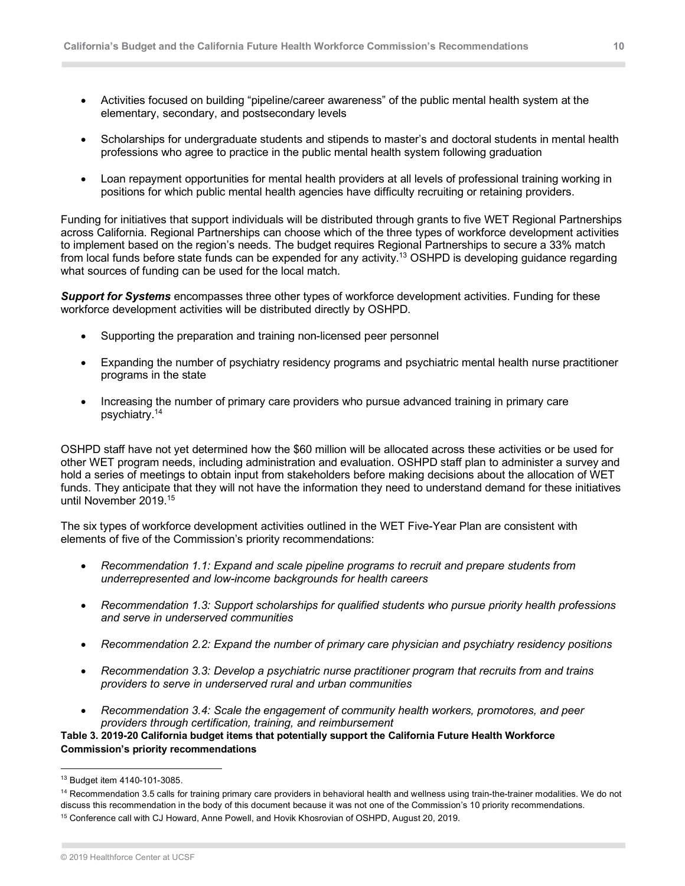- Activities focused on building "pipeline/career awareness" of the public mental health system at the elementary, secondary, and postsecondary levels

- Scholarships for undergraduate students and stipends to master's and doctoral students in mental health professions who agree to practice in the public mental health system following graduation

- Loan repayment opportunities for mental health providers at all levels of professional training working in positions for which public mental health agencies have difficulty recruiting or retaining providers.

Funding for initiatives that support individuals will be distributed through grants to five WET Regional Partnerships across California. Regional Partnerships can choose which of the three types of workforce development activities to implement based on the region's needs. The budget requires Regional Partnerships to secure a 33% match from local funds before state funds can be expended for any activity.[13] OSHPD is developing guidance regarding what sources of funding can be used for the local match.

***Support for Systems*** encompasses three other types of workforce development activities. Funding for these workforce development activities will be distributed directly by OSHPD.

- Supporting the preparation and training non-licensed peer personnel

- Expanding the number of psychiatry residency programs and psychiatric mental health nurse practitioner programs in the state

- Increasing the number of primary care providers who pursue advanced training in primary care psychiatry.[14]

OSHPD staff have not yet determined how the $60 million will be allocated across these activities or be used for other WET program needs, including administration and evaluation. OSHPD staff plan to administer a survey and hold a series of meetings to obtain input from stakeholders before making decisions about the allocation of WET funds. They anticipate that they will not have the information they need to understand demand for these initiatives until November 2019.[15]

The six types of workforce development activities outlined in the WET Five-Year Plan are consistent with elements of five of the Commission's priority recommendations:

- *Recommendation 1.1: Expand and scale pipeline programs to recruit and prepare students from underrepresented and low-income backgrounds for health careers*

- *Recommendation 1.3: Support scholarships for qualified students who pursue priority health professions and serve in underserved communities*

- *Recommendation 2.2: Expand the number of primary care physician and psychiatry residency positions*

- *Recommendation 3.3: Develop a psychiatric nurse practitioner program that recruits from and trains providers to serve in underserved rural and urban communities*

- *Recommendation 3.4: Scale the engagement of community health workers, promotores, and peer providers through certification, training, and reimbursement*

**Table 3. 2019-20 California budget items that potentially support the California Future Health Workforce Commission's priority recommendations**

---

[13] Budget item 4140-101-3085.

[14] Recommendation 3.5 calls for training primary care providers in behavioral health and wellness using train-the-trainer modalities. We do not discuss this recommendation in the body of this document because it was not one of the Commission's 10 priority recommendations.

[15] Conference call with CJ Howard, Anne Powell, and Hovik Khosrovian of OSHPD, August 20, 2019.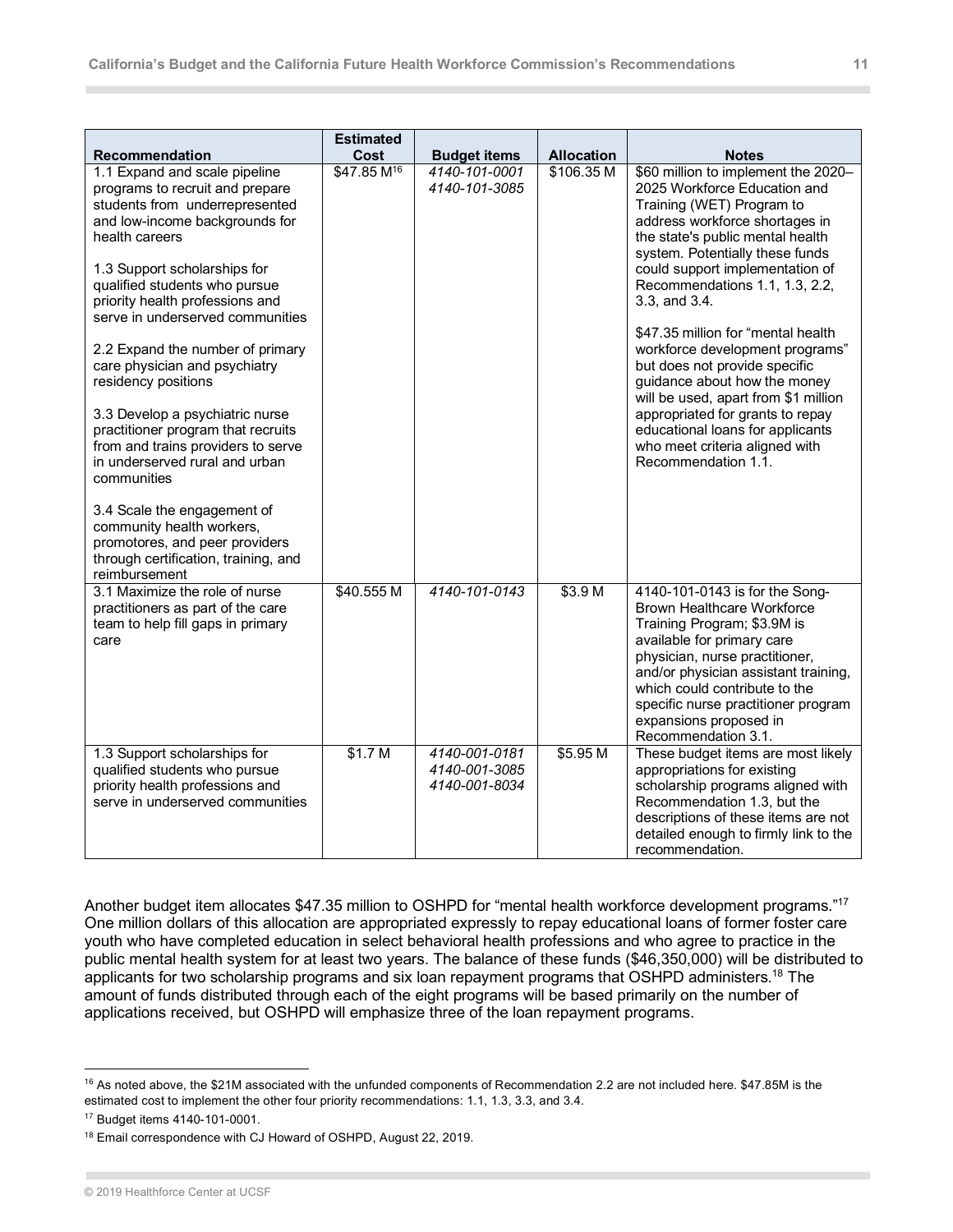| Recommendation | Estimated Cost | Budget items | Allocation | Notes |
|---|---|---|---|---|
| 1.1 Expand and scale pipeline programs to recruit and prepare students from underrepresented and low-income backgrounds for health careers<br><br>1.3 Support scholarships for qualified students who pursue priority health professions and serve in underserved communities<br><br>2.2 Expand the number of primary care physician and psychiatry residency positions<br><br>3.3 Develop a psychiatric nurse practitioner program that recruits from and trains providers to serve in underserved rural and urban communities<br><br>3.4 Scale the engagement of community health workers, promotores, and peer providers through certification, training, and reimbursement | $47.85 M[16] | *4140-101-0001*<br>*4140-101-3085* | $106.35 M | $60 million to implement the 2020–2025 Workforce Education and Training (WET) Program to address workforce shortages in the state's public mental health system. Potentially these funds could support implementation of Recommendations 1.1, 1.3, 2.2, 3.3, and 3.4.<br><br>$47.35 million for "mental health workforce development programs" but does not provide specific guidance about how the money will be used, apart from $1 million appropriated for grants to repay educational loans for applicants who meet criteria aligned with Recommendation 1.1. |
| 3.1 Maximize the role of nurse practitioners as part of the care team to help fill gaps in primary care | $40.555 M | *4140-101-0143* | $3.9 M | 4140-101-0143 is for the Song-Brown Healthcare Workforce Training Program; $3.9M is available for primary care physician, nurse practitioner, and/or physician assistant training, which could contribute to the specific nurse practitioner program expansions proposed in Recommendation 3.1. |
| 1.3 Support scholarships for qualified students who pursue priority health professions and serve in underserved communities | $1.7 M | *4140-001-0181*<br>*4140-001-3085*<br>*4140-001-8034* | $5.95 M | These budget items are most likely appropriations for existing scholarship programs aligned with Recommendation 1.3, but the descriptions of these items are not detailed enough to firmly link to the recommendation. |

Another budget item allocates $47.35 million to OSHPD for "mental health workforce development programs."[17] One million dollars of this allocation are appropriated expressly to repay educational loans of former foster care youth who have completed education in select behavioral health professions and who agree to practice in the public mental health system for at least two years. The balance of these funds ($46,350,000) will be distributed to applicants for two scholarship programs and six loan repayment programs that OSHPD administers.[18] The amount of funds distributed through each of the eight programs will be based primarily on the number of applications received, but OSHPD will emphasize three of the loan repayment programs.

---

[16] As noted above, the $21M associated with the unfunded components of Recommendation 2.2 are not included here. $47.85M is the estimated cost to implement the other four priority recommendations: 1.1, 1.3, 3.3, and 3.4.

[17] Budget items 4140-101-0001.

[18] Email correspondence with CJ Howard of OSHPD, August 22, 2019.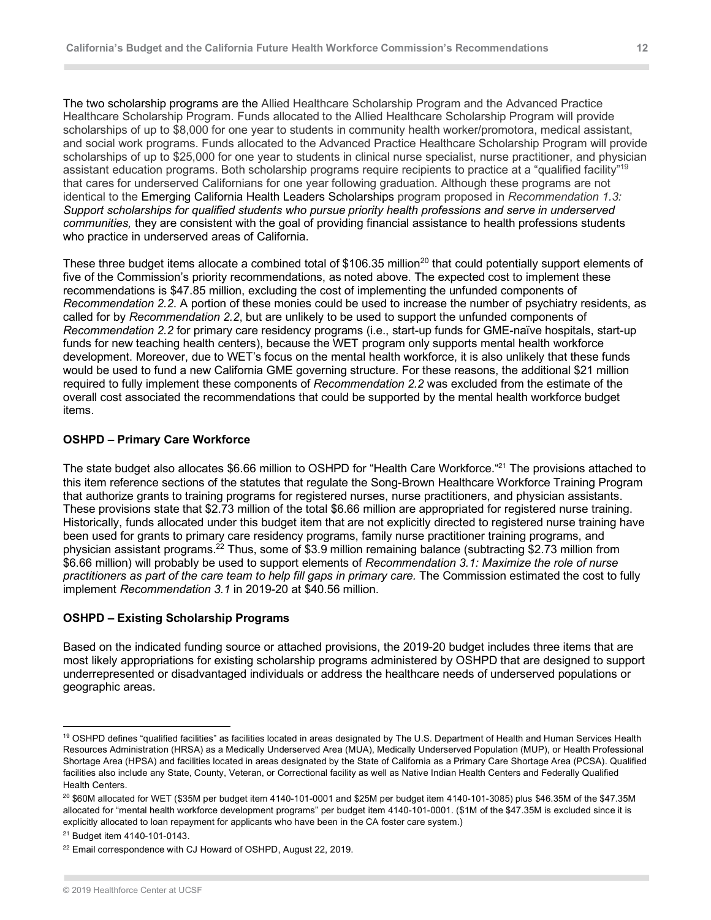The two scholarship programs are the Allied Healthcare Scholarship Program and the Advanced Practice Healthcare Scholarship Program. Funds allocated to the Allied Healthcare Scholarship Program will provide scholarships of up to $8,000 for one year to students in community health worker/promotora, medical assistant, and social work programs. Funds allocated to the Advanced Practice Healthcare Scholarship Program will provide scholarships of up to $25,000 for one year to students in clinical nurse specialist, nurse practitioner, and physician assistant education programs. Both scholarship programs require recipients to practice at a "qualified facility"[19] that cares for underserved Californians for one year following graduation. Although these programs are not identical to the Emerging California Health Leaders Scholarships program proposed in *Recommendation 1.3: Support scholarships for qualified students who pursue priority health professions and serve in underserved communities,* they are consistent with the goal of providing financial assistance to health professions students who practice in underserved areas of California.

These three budget items allocate a combined total of $106.35 million[20] that could potentially support elements of five of the Commission's priority recommendations, as noted above. The expected cost to implement these recommendations is $47.85 million, excluding the cost of implementing the unfunded components of *Recommendation 2.2*. A portion of these monies could be used to increase the number of psychiatry residents, as called for by *Recommendation 2.2*, but are unlikely to be used to support the unfunded components of *Recommendation 2.2* for primary care residency programs (i.e., start-up funds for GME-naïve hospitals, start-up funds for new teaching health centers), because the WET program only supports mental health workforce development. Moreover, due to WET's focus on the mental health workforce, it is also unlikely that these funds would be used to fund a new California GME governing structure. For these reasons, the additional $21 million required to fully implement these components of *Recommendation 2.2* was excluded from the estimate of the overall cost associated the recommendations that could be supported by the mental health workforce budget items.

**OSHPD – Primary Care Workforce**

The state budget also allocates $6.66 million to OSHPD for "Health Care Workforce."[21] The provisions attached to this item reference sections of the statutes that regulate the Song-Brown Healthcare Workforce Training Program that authorize grants to training programs for registered nurses, nurse practitioners, and physician assistants. These provisions state that $2.73 million of the total $6.66 million are appropriated for registered nurse training. Historically, funds allocated under this budget item that are not explicitly directed to registered nurse training have been used for grants to primary care residency programs, family nurse practitioner training programs, and physician assistant programs.[22] Thus, some of $3.9 million remaining balance (subtracting $2.73 million from $6.66 million) will probably be used to support elements of *Recommendation 3.1: Maximize the role of nurse practitioners as part of the care team to help fill gaps in primary care.* The Commission estimated the cost to fully implement *Recommendation 3.1* in 2019-20 at $40.56 million.

**OSHPD – Existing Scholarship Programs**

Based on the indicated funding source or attached provisions, the 2019-20 budget includes three items that are most likely appropriations for existing scholarship programs administered by OSHPD that are designed to support underrepresented or disadvantaged individuals or address the healthcare needs of underserved populations or geographic areas.

---

[19] OSHPD defines "qualified facilities" as facilities located in areas designated by The U.S. Department of Health and Human Services Health Resources Administration (HRSA) as a Medically Underserved Area (MUA), Medically Underserved Population (MUP), or Health Professional Shortage Area (HPSA) and facilities located in areas designated by the State of California as a Primary Care Shortage Area (PCSA). Qualified facilities also include any State, County, Veteran, or Correctional facility as well as Native Indian Health Centers and Federally Qualified Health Centers.

[20] $60M allocated for WET ($35M per budget item 4140-101-0001 and $25M per budget item 4140-101-3085) plus $46.35M of the $47.35M allocated for "mental health workforce development programs" per budget item 4140-101-0001. ($1M of the $47.35M is excluded since it is explicitly allocated to loan repayment for applicants who have been in the CA foster care system.)

[21] Budget item 4140-101-0143.

[22] Email correspondence with CJ Howard of OSHPD, August 22, 2019.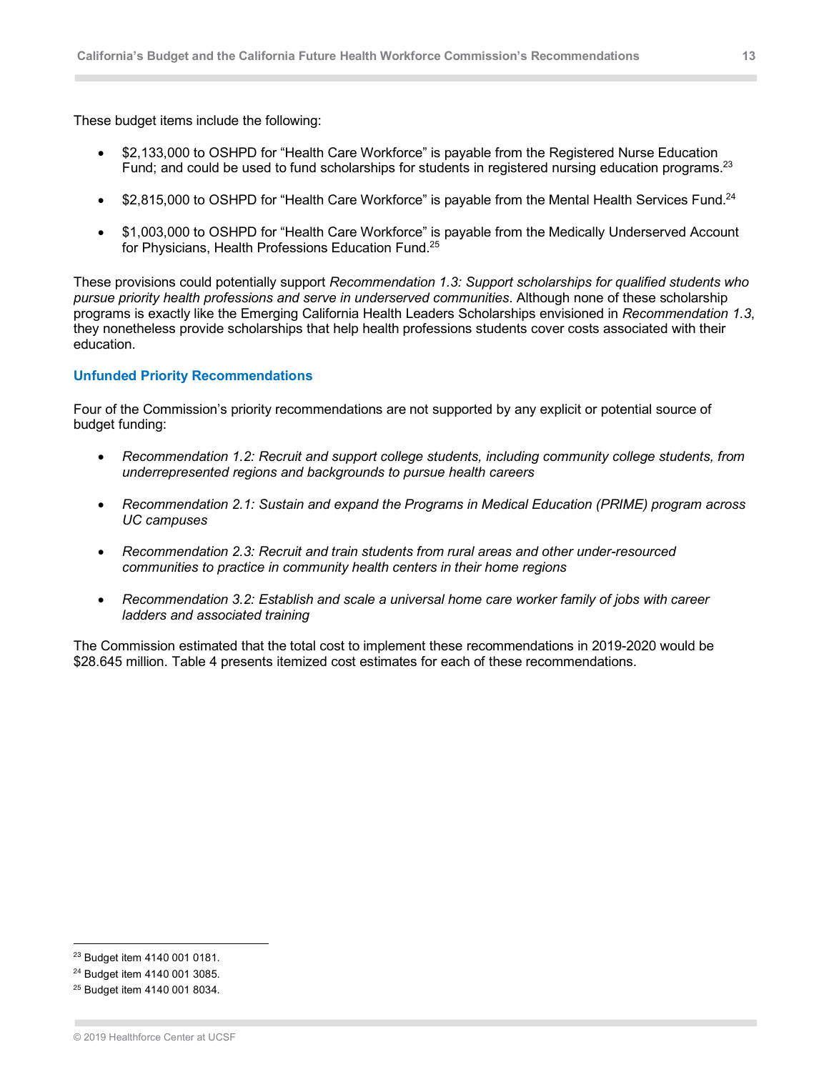These budget items include the following:

- $2,133,000 to OSHPD for "Health Care Workforce" is payable from the Registered Nurse Education Fund; and could be used to fund scholarships for students in registered nursing education programs.[23]
- $2,815,000 to OSHPD for "Health Care Workforce" is payable from the Mental Health Services Fund.[24]
- $1,003,000 to OSHPD for "Health Care Workforce" is payable from the Medically Underserved Account for Physicians, Health Professions Education Fund.[25]

These provisions could potentially support *Recommendation 1.3: Support scholarships for qualified students who pursue priority health professions and serve in underserved communities*. Although none of these scholarship programs is exactly like the Emerging California Health Leaders Scholarships envisioned in *Recommendation 1.3*, they nonetheless provide scholarships that help health professions students cover costs associated with their education.

### Unfunded Priority Recommendations

Four of the Commission's priority recommendations are not supported by any explicit or potential source of budget funding:

- *Recommendation 1.2: Recruit and support college students, including community college students, from underrepresented regions and backgrounds to pursue health careers*
- *Recommendation 2.1: Sustain and expand the Programs in Medical Education (PRIME) program across UC campuses*
- *Recommendation 2.3: Recruit and train students from rural areas and other under-resourced communities to practice in community health centers in their home regions*
- *Recommendation 3.2: Establish and scale a universal home care worker family of jobs with career ladders and associated training*

The Commission estimated that the total cost to implement these recommendations in 2019-2020 would be $28.645 million. Table 4 presents itemized cost estimates for each of these recommendations.

---

[23] Budget item 4140 001 0181.

[24] Budget item 4140 001 3085.

[25] Budget item 4140 001 8034.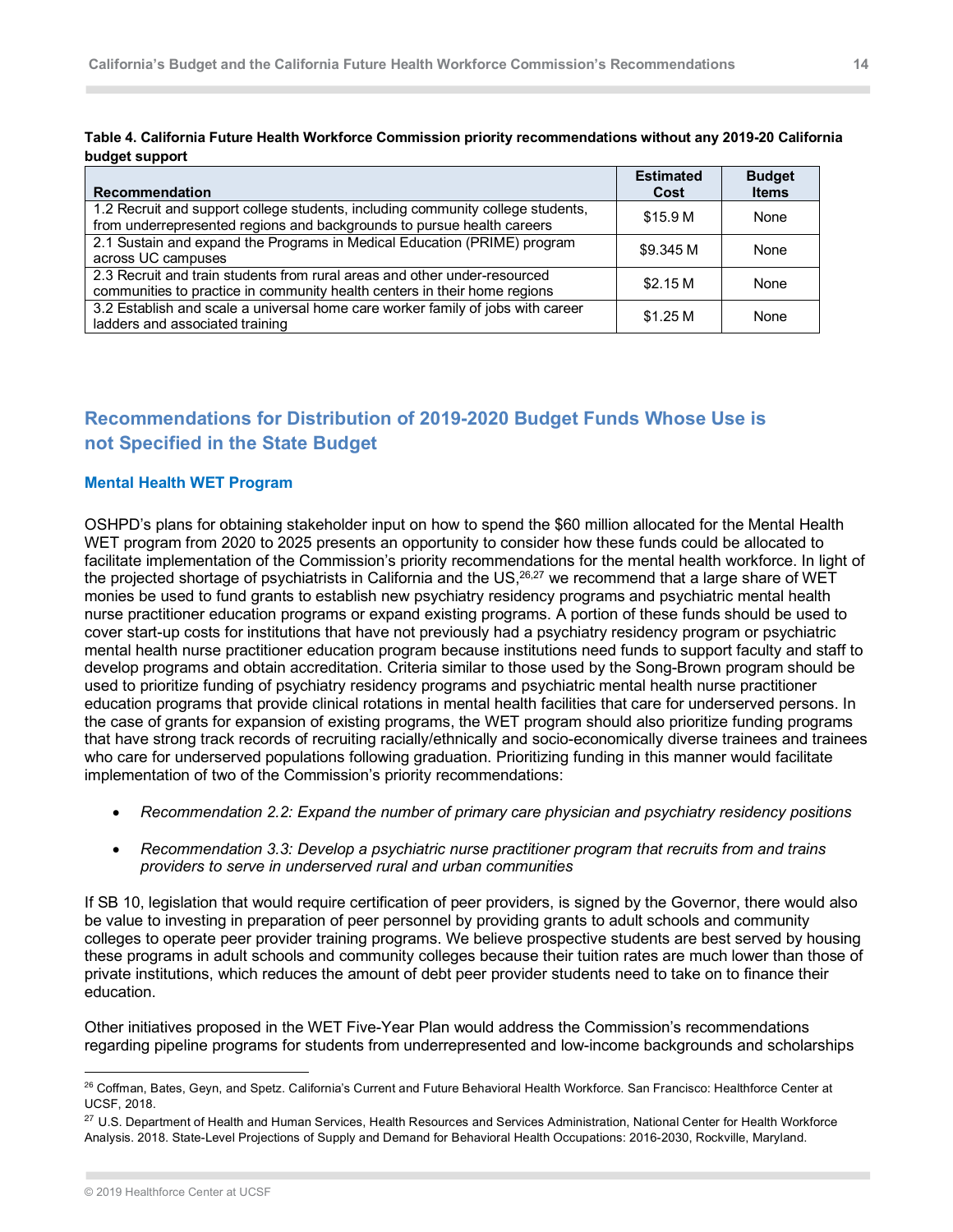**Table 4. California Future Health Workforce Commission priority recommendations without any 2019-20 California budget support**

| Recommendation | Estimated Cost | Budget Items |
|---|---|---|
| 1.2 Recruit and support college students, including community college students, from underrepresented regions and backgrounds to pursue health careers | $15.9 M | None |
| 2.1 Sustain and expand the Programs in Medical Education (PRIME) program across UC campuses | $9.345 M | None |
| 2.3 Recruit and train students from rural areas and other under-resourced communities to practice in community health centers in their home regions | $2.15 M | None |
| 3.2 Establish and scale a universal home care worker family of jobs with career ladders and associated training | $1.25 M | None |

## Recommendations for Distribution of 2019-2020 Budget Funds Whose Use is not Specified in the State Budget

### Mental Health WET Program

OSHPD's plans for obtaining stakeholder input on how to spend the $60 million allocated for the Mental Health WET program from 2020 to 2025 presents an opportunity to consider how these funds could be allocated to facilitate implementation of the Commission's priority recommendations for the mental health workforce. In light of the projected shortage of psychiatrists in California and the US,[26,27] we recommend that a large share of WET monies be used to fund grants to establish new psychiatry residency programs and psychiatric mental health nurse practitioner education programs or expand existing programs. A portion of these funds should be used to cover start-up costs for institutions that have not previously had a psychiatry residency program or psychiatric mental health nurse practitioner education program because institutions need funds to support faculty and staff to develop programs and obtain accreditation. Criteria similar to those used by the Song-Brown program should be used to prioritize funding of psychiatry residency programs and psychiatric mental health nurse practitioner education programs that provide clinical rotations in mental health facilities that care for underserved persons. In the case of grants for expansion of existing programs, the WET program should also prioritize funding programs that have strong track records of recruiting racially/ethnically and socio-economically diverse trainees and trainees who care for underserved populations following graduation. Prioritizing funding in this manner would facilitate implementation of two of the Commission's priority recommendations:

- *Recommendation 2.2: Expand the number of primary care physician and psychiatry residency positions*
- *Recommendation 3.3: Develop a psychiatric nurse practitioner program that recruits from and trains providers to serve in underserved rural and urban communities*

If SB 10, legislation that would require certification of peer providers, is signed by the Governor, there would also be value to investing in preparation of peer personnel by providing grants to adult schools and community colleges to operate peer provider training programs. We believe prospective students are best served by housing these programs in adult schools and community colleges because their tuition rates are much lower than those of private institutions, which reduces the amount of debt peer provider students need to take on to finance their education.

Other initiatives proposed in the WET Five-Year Plan would address the Commission's recommendations regarding pipeline programs for students from underrepresented and low-income backgrounds and scholarships

---

[26] Coffman, Bates, Geyn, and Spetz. California's Current and Future Behavioral Health Workforce. San Francisco: Healthforce Center at UCSF, 2018.

[27] U.S. Department of Health and Human Services, Health Resources and Services Administration, National Center for Health Workforce Analysis. 2018. State-Level Projections of Supply and Demand for Behavioral Health Occupations: 2016-2030, Rockville, Maryland.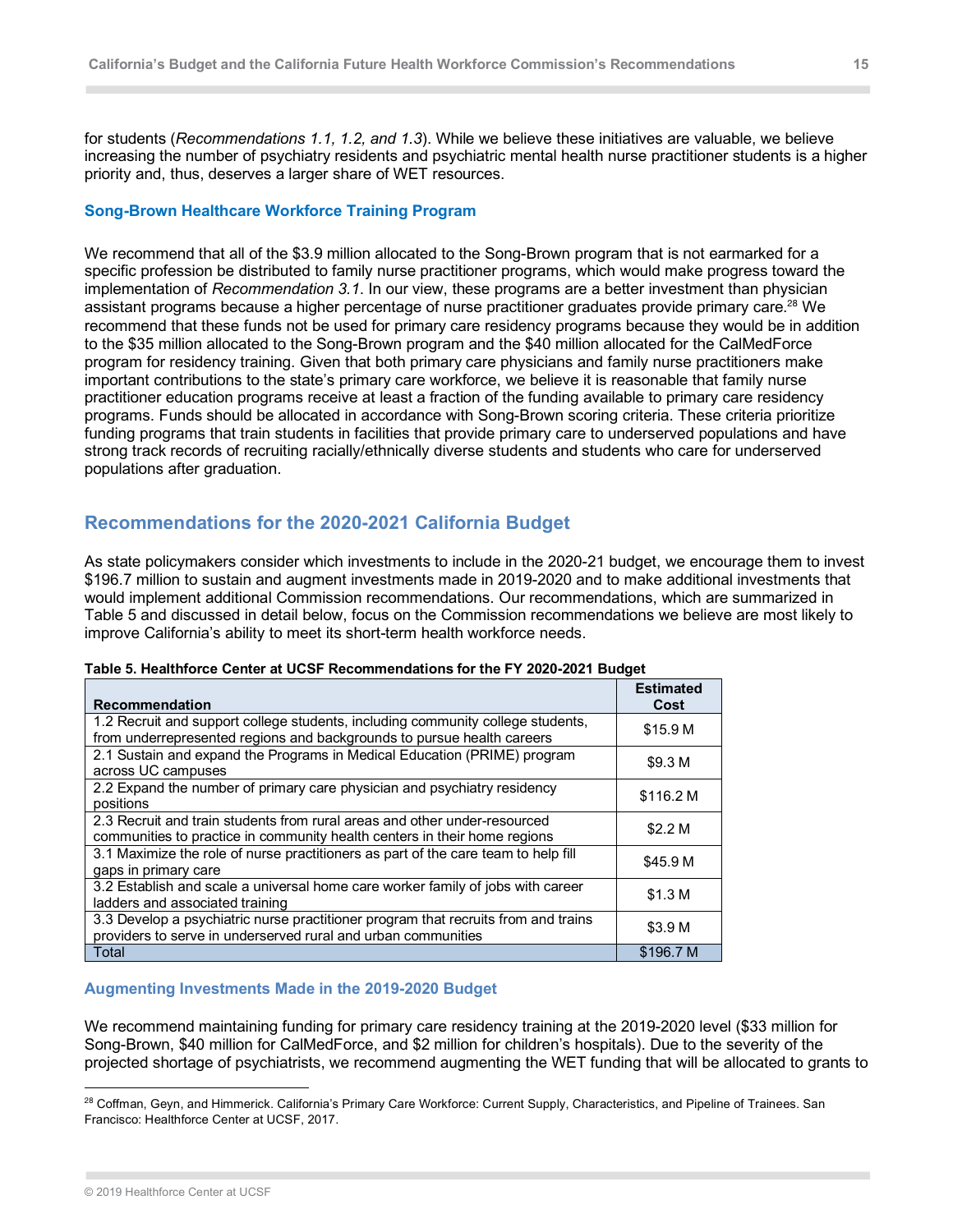for students (*Recommendations 1.1, 1.2, and 1.3*). While we believe these initiatives are valuable, we believe increasing the number of psychiatry residents and psychiatric mental health nurse practitioner students is a higher priority and, thus, deserves a larger share of WET resources.

### Song-Brown Healthcare Workforce Training Program

We recommend that all of the $3.9 million allocated to the Song-Brown program that is not earmarked for a specific profession be distributed to family nurse practitioner programs, which would make progress toward the implementation of *Recommendation 3.1*. In our view, these programs are a better investment than physician assistant programs because a higher percentage of nurse practitioner graduates provide primary care.[28] We recommend that these funds not be used for primary care residency programs because they would be in addition to the $35 million allocated to the Song-Brown program and the $40 million allocated for the CalMedForce program for residency training. Given that both primary care physicians and family nurse practitioners make important contributions to the state's primary care workforce, we believe it is reasonable that family nurse practitioner education programs receive at least a fraction of the funding available to primary care residency programs. Funds should be allocated in accordance with Song-Brown scoring criteria. These criteria prioritize funding programs that train students in facilities that provide primary care to underserved populations and have strong track records of recruiting racially/ethnically diverse students and students who care for underserved populations after graduation.

## Recommendations for the 2020-2021 California Budget

As state policymakers consider which investments to include in the 2020-21 budget, we encourage them to invest $196.7 million to sustain and augment investments made in 2019-2020 and to make additional investments that would implement additional Commission recommendations. Our recommendations, which are summarized in Table 5 and discussed in detail below, focus on the Commission recommendations we believe are most likely to improve California's ability to meet its short-term health workforce needs.

**Table 5. Healthforce Center at UCSF Recommendations for the FY 2020-2021 Budget**

| Recommendation | Estimated Cost |
|---|---|
| 1.2 Recruit and support college students, including community college students, from underrepresented regions and backgrounds to pursue health careers | $15.9 M |
| 2.1 Sustain and expand the Programs in Medical Education (PRIME) program across UC campuses | $9.3 M |
| 2.2 Expand the number of primary care physician and psychiatry residency positions | $116.2 M |
| 2.3 Recruit and train students from rural areas and other under-resourced communities to practice in community health centers in their home regions | $2.2 M |
| 3.1 Maximize the role of nurse practitioners as part of the care team to help fill gaps in primary care | $45.9 M |
| 3.2 Establish and scale a universal home care worker family of jobs with career ladders and associated training | $1.3 M |
| 3.3 Develop a psychiatric nurse practitioner program that recruits from and trains providers to serve in underserved rural and urban communities | $3.9 M |
| Total | $196.7 M |

### Augmenting Investments Made in the 2019-2020 Budget

We recommend maintaining funding for primary care residency training at the 2019-2020 level ($33 million for Song-Brown, $40 million for CalMedForce, and $2 million for children's hospitals). Due to the severity of the projected shortage of psychiatrists, we recommend augmenting the WET funding that will be allocated to grants to

[28] Coffman, Geyn, and Himmerick. California's Primary Care Workforce: Current Supply, Characteristics, and Pipeline of Trainees. San Francisco: Healthforce Center at UCSF, 2017.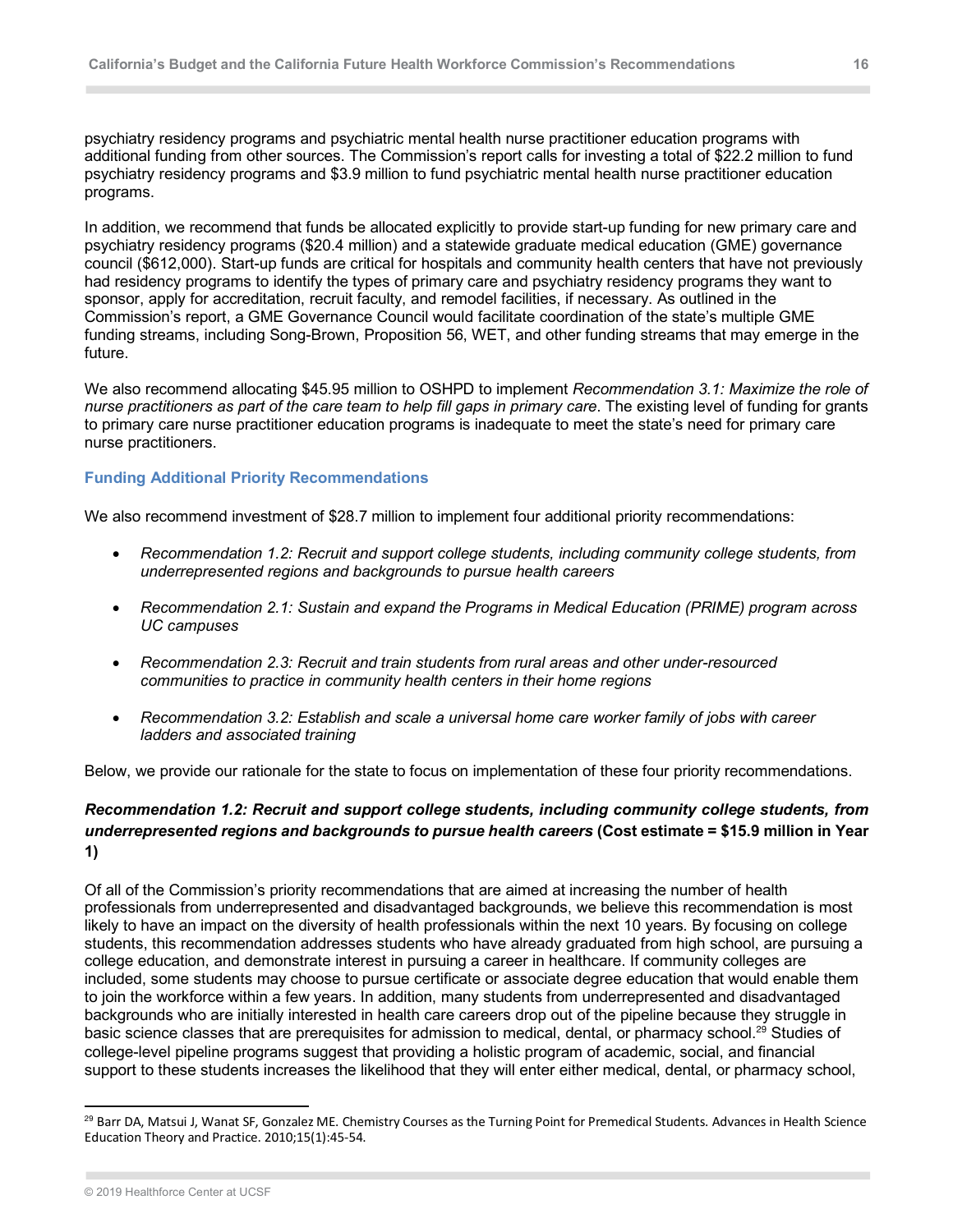psychiatry residency programs and psychiatric mental health nurse practitioner education programs with additional funding from other sources. The Commission's report calls for investing a total of $22.2 million to fund psychiatry residency programs and $3.9 million to fund psychiatric mental health nurse practitioner education programs.

In addition, we recommend that funds be allocated explicitly to provide start-up funding for new primary care and psychiatry residency programs ($20.4 million) and a statewide graduate medical education (GME) governance council ($612,000). Start-up funds are critical for hospitals and community health centers that have not previously had residency programs to identify the types of primary care and psychiatry residency programs they want to sponsor, apply for accreditation, recruit faculty, and remodel facilities, if necessary. As outlined in the Commission's report, a GME Governance Council would facilitate coordination of the state's multiple GME funding streams, including Song-Brown, Proposition 56, WET, and other funding streams that may emerge in the future.

We also recommend allocating $45.95 million to OSHPD to implement *Recommendation 3.1: Maximize the role of nurse practitioners as part of the care team to help fill gaps in primary care*. The existing level of funding for grants to primary care nurse practitioner education programs is inadequate to meet the state's need for primary care nurse practitioners.

### Funding Additional Priority Recommendations

We also recommend investment of $28.7 million to implement four additional priority recommendations:

- *Recommendation 1.2: Recruit and support college students, including community college students, from underrepresented regions and backgrounds to pursue health careers*
- *Recommendation 2.1: Sustain and expand the Programs in Medical Education (PRIME) program across UC campuses*
- *Recommendation 2.3: Recruit and train students from rural areas and other under-resourced communities to practice in community health centers in their home regions*
- *Recommendation 3.2: Establish and scale a universal home care worker family of jobs with career ladders and associated training*

Below, we provide our rationale for the state to focus on implementation of these four priority recommendations.

#### *Recommendation 1.2: Recruit and support college students, including community college students, from underrepresented regions and backgrounds to pursue health careers* (Cost estimate = $15.9 million in Year 1)

Of all of the Commission's priority recommendations that are aimed at increasing the number of health professionals from underrepresented and disadvantaged backgrounds, we believe this recommendation is most likely to have an impact on the diversity of health professionals within the next 10 years. By focusing on college students, this recommendation addresses students who have already graduated from high school, are pursuing a college education, and demonstrate interest in pursuing a career in healthcare. If community colleges are included, some students may choose to pursue certificate or associate degree education that would enable them to join the workforce within a few years. In addition, many students from underrepresented and disadvantaged backgrounds who are initially interested in health care careers drop out of the pipeline because they struggle in basic science classes that are prerequisites for admission to medical, dental, or pharmacy school.[29] Studies of college-level pipeline programs suggest that providing a holistic program of academic, social, and financial support to these students increases the likelihood that they will enter either medical, dental, or pharmacy school,

[29] Barr DA, Matsui J, Wanat SF, Gonzalez ME. Chemistry Courses as the Turning Point for Premedical Students. Advances in Health Science Education Theory and Practice. 2010;15(1):45-54.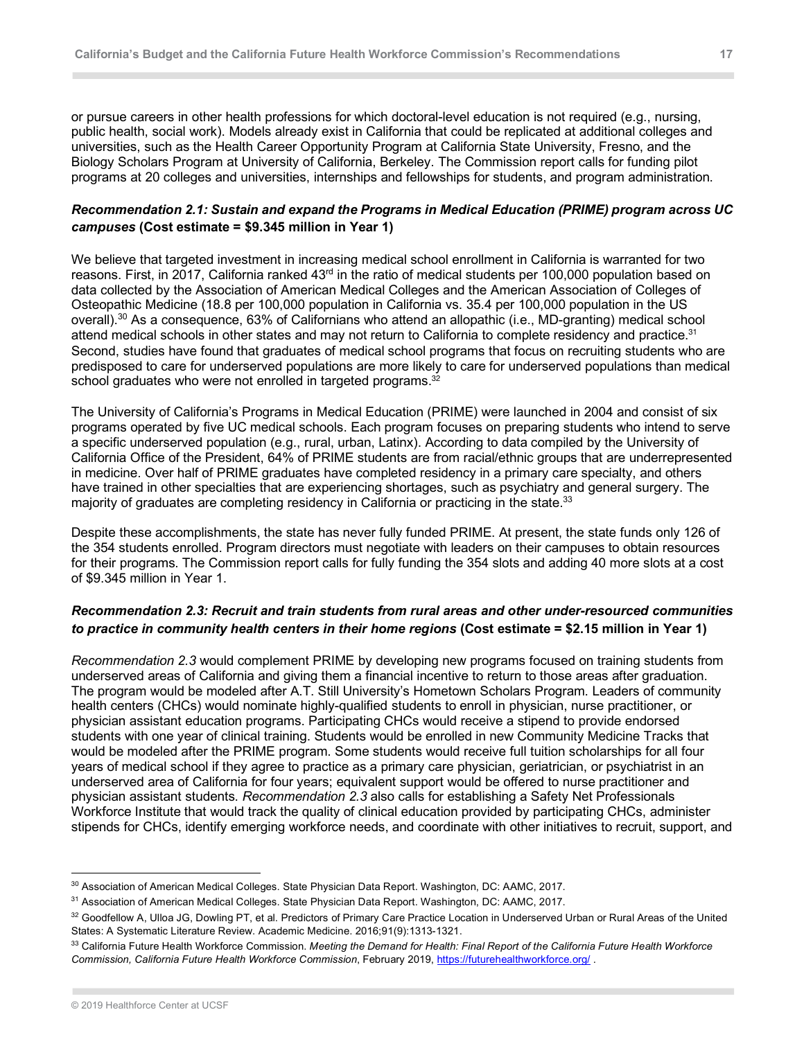or pursue careers in other health professions for which doctoral-level education is not required (e.g., nursing, public health, social work). Models already exist in California that could be replicated at additional colleges and universities, such as the Health Career Opportunity Program at California State University, Fresno, and the Biology Scholars Program at University of California, Berkeley. The Commission report calls for funding pilot programs at 20 colleges and universities, internships and fellowships for students, and program administration.

***Recommendation 2.1: Sustain and expand the Programs in Medical Education (PRIME) program across UC campuses* (Cost estimate = $9.345 million in Year 1)**

We believe that targeted investment in increasing medical school enrollment in California is warranted for two reasons. First, in 2017, California ranked 43rd in the ratio of medical students per 100,000 population based on data collected by the Association of American Medical Colleges and the American Association of Colleges of Osteopathic Medicine (18.8 per 100,000 population in California vs. 35.4 per 100,000 population in the US overall).[30] As a consequence, 63% of Californians who attend an allopathic (i.e., MD-granting) medical school attend medical schools in other states and may not return to California to complete residency and practice.[31] Second, studies have found that graduates of medical school programs that focus on recruiting students who are predisposed to care for underserved populations are more likely to care for underserved populations than medical school graduates who were not enrolled in targeted programs.[32]

The University of California's Programs in Medical Education (PRIME) were launched in 2004 and consist of six programs operated by five UC medical schools. Each program focuses on preparing students who intend to serve a specific underserved population (e.g., rural, urban, Latinx). According to data compiled by the University of California Office of the President, 64% of PRIME students are from racial/ethnic groups that are underrepresented in medicine. Over half of PRIME graduates have completed residency in a primary care specialty, and others have trained in other specialties that are experiencing shortages, such as psychiatry and general surgery. The majority of graduates are completing residency in California or practicing in the state.[33]

Despite these accomplishments, the state has never fully funded PRIME. At present, the state funds only 126 of the 354 students enrolled. Program directors must negotiate with leaders on their campuses to obtain resources for their programs. The Commission report calls for fully funding the 354 slots and adding 40 more slots at a cost of $9.345 million in Year 1.

***Recommendation 2.3: Recruit and train students from rural areas and other under-resourced communities to practice in community health centers in their home regions* (Cost estimate = $2.15 million in Year 1)**

*Recommendation 2.3* would complement PRIME by developing new programs focused on training students from underserved areas of California and giving them a financial incentive to return to those areas after graduation. The program would be modeled after A.T. Still University's Hometown Scholars Program. Leaders of community health centers (CHCs) would nominate highly-qualified students to enroll in physician, nurse practitioner, or physician assistant education programs. Participating CHCs would receive a stipend to provide endorsed students with one year of clinical training. Students would be enrolled in new Community Medicine Tracks that would be modeled after the PRIME program. Some students would receive full tuition scholarships for all four years of medical school if they agree to practice as a primary care physician, geriatrician, or psychiatrist in an underserved area of California for four years; equivalent support would be offered to nurse practitioner and physician assistant students. *Recommendation 2.3* also calls for establishing a Safety Net Professionals Workforce Institute that would track the quality of clinical education provided by participating CHCs, administer stipends for CHCs, identify emerging workforce needs, and coordinate with other initiatives to recruit, support, and

---

[30] Association of American Medical Colleges. State Physician Data Report. Washington, DC: AAMC, 2017.

[31] Association of American Medical Colleges. State Physician Data Report. Washington, DC: AAMC, 2017.

[32] Goodfellow A, Ulloa JG, Dowling PT, et al. Predictors of Primary Care Practice Location in Underserved Urban or Rural Areas of the United States: A Systematic Literature Review. Academic Medicine. 2016;91(9):1313-1321.

[33] California Future Health Workforce Commission. *Meeting the Demand for Health: Final Report of the California Future Health Workforce Commission, California Future Health Workforce Commission*, February 2019, https://futurehealthworkforce.org/ .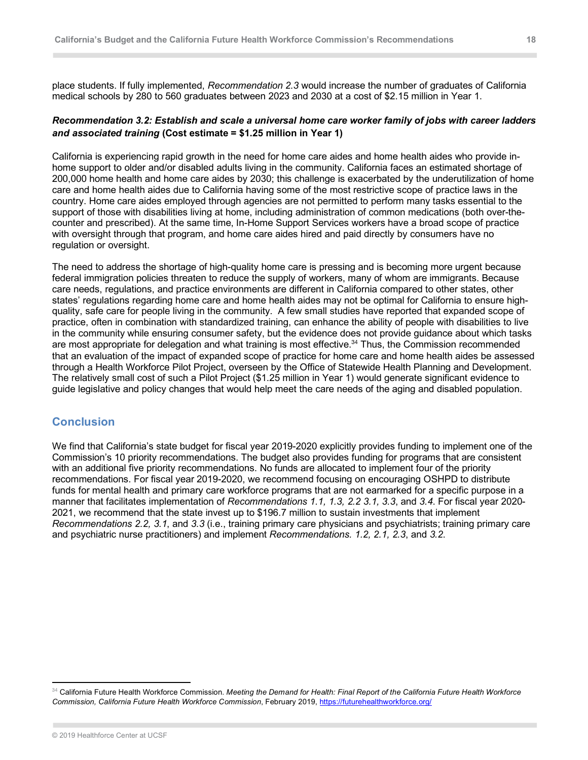place students. If fully implemented, *Recommendation 2.3* would increase the number of graduates of California medical schools by 280 to 560 graduates between 2023 and 2030 at a cost of $2.15 million in Year 1.

***Recommendation 3.2: Establish and scale a universal home care worker family of jobs with career ladders and associated training*** **(Cost estimate = $1.25 million in Year 1)**

California is experiencing rapid growth in the need for home care aides and home health aides who provide in-home support to older and/or disabled adults living in the community. California faces an estimated shortage of 200,000 home health and home care aides by 2030; this challenge is exacerbated by the underutilization of home care and home health aides due to California having some of the most restrictive scope of practice laws in the country. Home care aides employed through agencies are not permitted to perform many tasks essential to the support of those with disabilities living at home, including administration of common medications (both over-the-counter and prescribed). At the same time, In-Home Support Services workers have a broad scope of practice with oversight through that program, and home care aides hired and paid directly by consumers have no regulation or oversight.

The need to address the shortage of high-quality home care is pressing and is becoming more urgent because federal immigration policies threaten to reduce the supply of workers, many of whom are immigrants. Because care needs, regulations, and practice environments are different in California compared to other states, other states' regulations regarding home care and home health aides may not be optimal for California to ensure high-quality, safe care for people living in the community. A few small studies have reported that expanded scope of practice, often in combination with standardized training, can enhance the ability of people with disabilities to live in the community while ensuring consumer safety, but the evidence does not provide guidance about which tasks are most appropriate for delegation and what training is most effective.[34] Thus, the Commission recommended that an evaluation of the impact of expanded scope of practice for home care and home health aides be assessed through a Health Workforce Pilot Project, overseen by the Office of Statewide Health Planning and Development. The relatively small cost of such a Pilot Project ($1.25 million in Year 1) would generate significant evidence to guide legislative and policy changes that would help meet the care needs of the aging and disabled population.

## Conclusion

We find that California's state budget for fiscal year 2019-2020 explicitly provides funding to implement one of the Commission's 10 priority recommendations. The budget also provides funding for programs that are consistent with an additional five priority recommendations. No funds are allocated to implement four of the priority recommendations. For fiscal year 2019-2020, we recommend focusing on encouraging OSHPD to distribute funds for mental health and primary care workforce programs that are not earmarked for a specific purpose in a manner that facilitates implementation of *Recommendations 1.1, 1.3, 2.2 3.1, 3.3*, and *3.4*. For fiscal year 2020-2021, we recommend that the state invest up to $196.7 million to sustain investments that implement *Recommendations 2.2, 3.1*, and *3.3* (i.e., training primary care physicians and psychiatrists; training primary care and psychiatric nurse practitioners) and implement *Recommendations. 1.2, 2.1, 2.3*, and *3.2*.

---

[34] California Future Health Workforce Commission. *Meeting the Demand for Health: Final Report of the California Future Health Workforce Commission, California Future Health Workforce Commission*, February 2019, https://futurehealthworkforce.org/